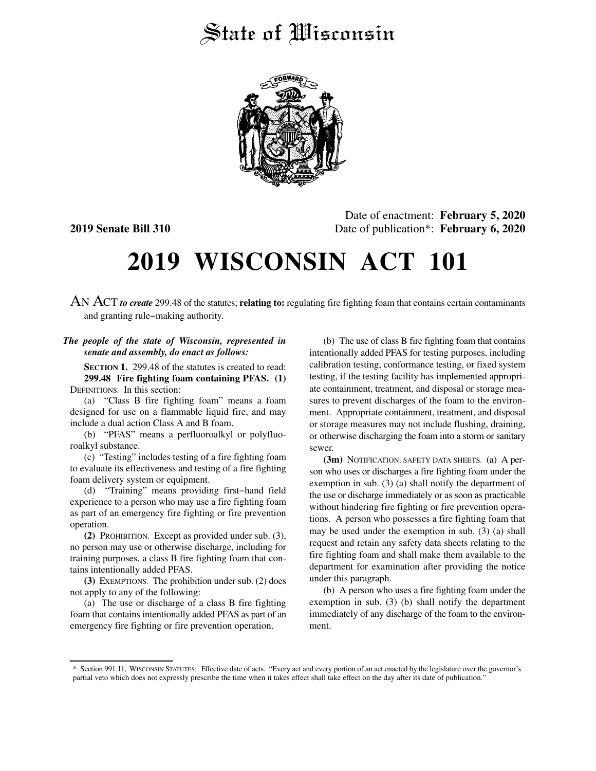# State of Wisconsin

**2019 Senate Bill 310**

Date of enactment: **February 5, 2020**
Date of publication*: **February 6, 2020**

# 2019 WISCONSIN ACT 101

AN ACT *to create* 299.48 of the statutes; **relating to:** regulating fire fighting foam that contains certain contaminants and granting rule–making authority.

***The people of the state of Wisconsin, represented in senate and assembly, do enact as follows:***

**SECTION 1.** 299.48 of the statutes is created to read:

**299.48 Fire fighting foam containing PFAS. (1)** DEFINITIONS. In this section:

(a) "Class B fire fighting foam" means a foam designed for use on a flammable liquid fire, and may include a dual action Class A and B foam.

(b) "PFAS" means a perfluoroalkyl or polyfluoroalkyl substance.

(c) "Testing" includes testing of a fire fighting foam to evaluate its effectiveness and testing of a fire fighting foam delivery system or equipment.

(d) "Training" means providing first–hand field experience to a person who may use a fire fighting foam as part of an emergency fire fighting or fire prevention operation.

**(2)** PROHIBITION. Except as provided under sub. (3), no person may use or otherwise discharge, including for training purposes, a class B fire fighting foam that contains intentionally added PFAS.

**(3)** EXEMPTIONS. The prohibition under sub. (2) does not apply to any of the following:

(a) The use or discharge of a class B fire fighting foam that contains intentionally added PFAS as part of an emergency fire fighting or fire prevention operation.

(b) The use of class B fire fighting foam that contains intentionally added PFAS for testing purposes, including calibration testing, conformance testing, or fixed system testing, if the testing facility has implemented appropriate containment, treatment, and disposal or storage measures to prevent discharges of the foam to the environment. Appropriate containment, treatment, and disposal or storage measures may not include flushing, draining, or otherwise discharging the foam into a storm or sanitary sewer.

**(3m)** NOTIFICATION; SAFETY DATA SHEETS. (a) A person who uses or discharges a fire fighting foam under the exemption in sub. (3) (a) shall notify the department of the use or discharge immediately or as soon as practicable without hindering fire fighting or fire prevention operations. A person who possesses a fire fighting foam that may be used under the exemption in sub. (3) (a) shall request and retain any safety data sheets relating to the fire fighting foam and shall make them available to the department for examination after providing the notice under this paragraph.

(b) A person who uses a fire fighting foam under the exemption in sub. (3) (b) shall notify the department immediately of any discharge of the foam to the environment.

\* Section 991.11, WISCONSIN STATUTES: Effective date of acts. "Every act and every portion of an act enacted by the legislature over the governor's partial veto which does not expressly prescribe the time when it takes effect shall take effect on the day after its date of publication."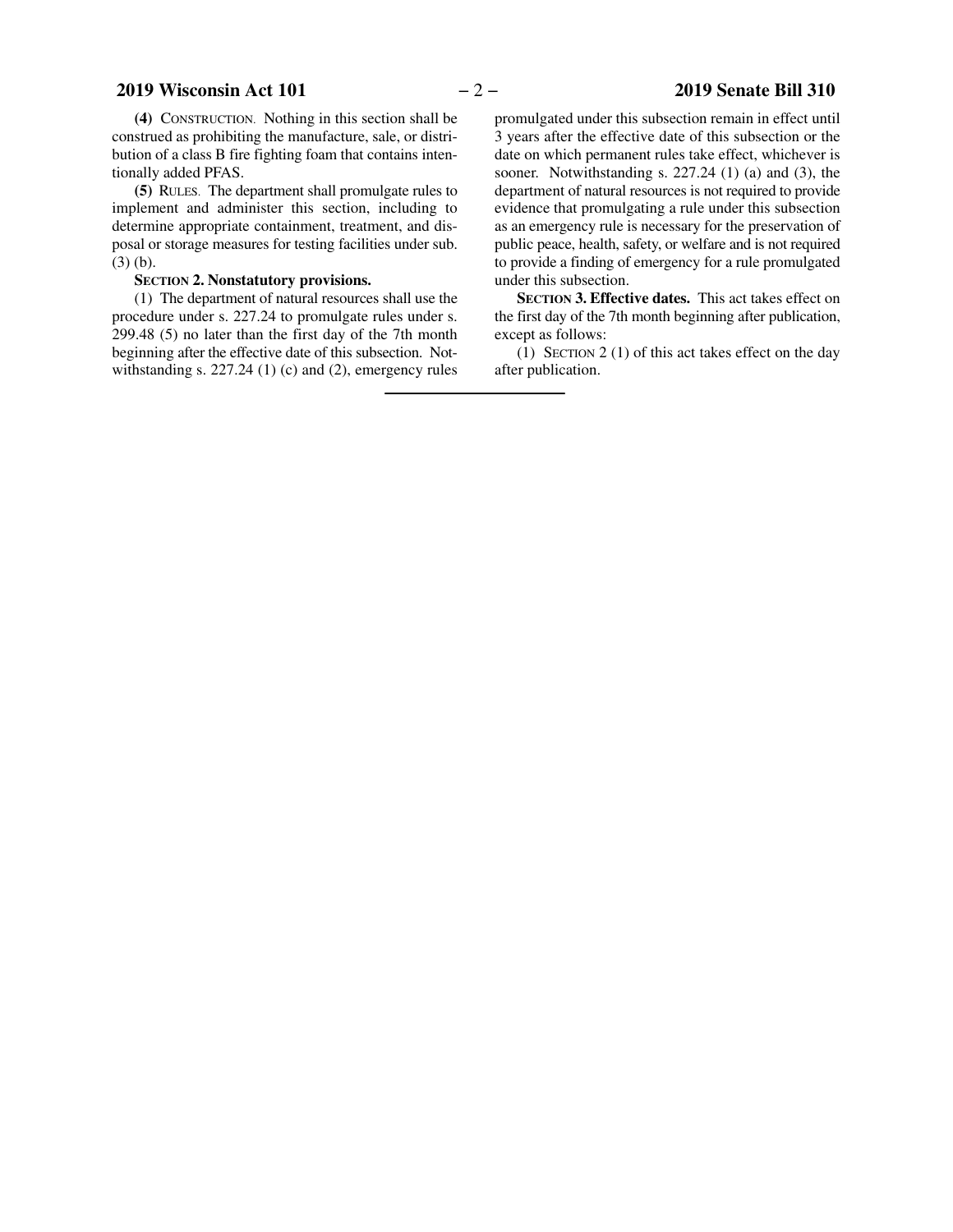**(4)** Construction. Nothing in this section shall be construed as prohibiting the manufacture, sale, or distribution of a class B fire fighting foam that contains intentionally added PFAS.

**(5)** Rules. The department shall promulgate rules to implement and administer this section, including to determine appropriate containment, treatment, and disposal or storage measures for testing facilities under sub. (3) (b).

**Section 2. Nonstatutory provisions.**

(1) The department of natural resources shall use the procedure under s. 227.24 to promulgate rules under s. 299.48 (5) no later than the first day of the 7th month beginning after the effective date of this subsection. Notwithstanding s. 227.24 (1) (c) and (2), emergency rules promulgated under this subsection remain in effect until 3 years after the effective date of this subsection or the date on which permanent rules take effect, whichever is sooner. Notwithstanding s. 227.24 (1) (a) and (3), the department of natural resources is not required to provide evidence that promulgating a rule under this subsection as an emergency rule is necessary for the preservation of public peace, health, safety, or welfare and is not required to provide a finding of emergency for a rule promulgated under this subsection.

**Section 3. Effective dates.** This act takes effect on the first day of the 7th month beginning after publication, except as follows:

(1) Section 2 (1) of this act takes effect on the day after publication.